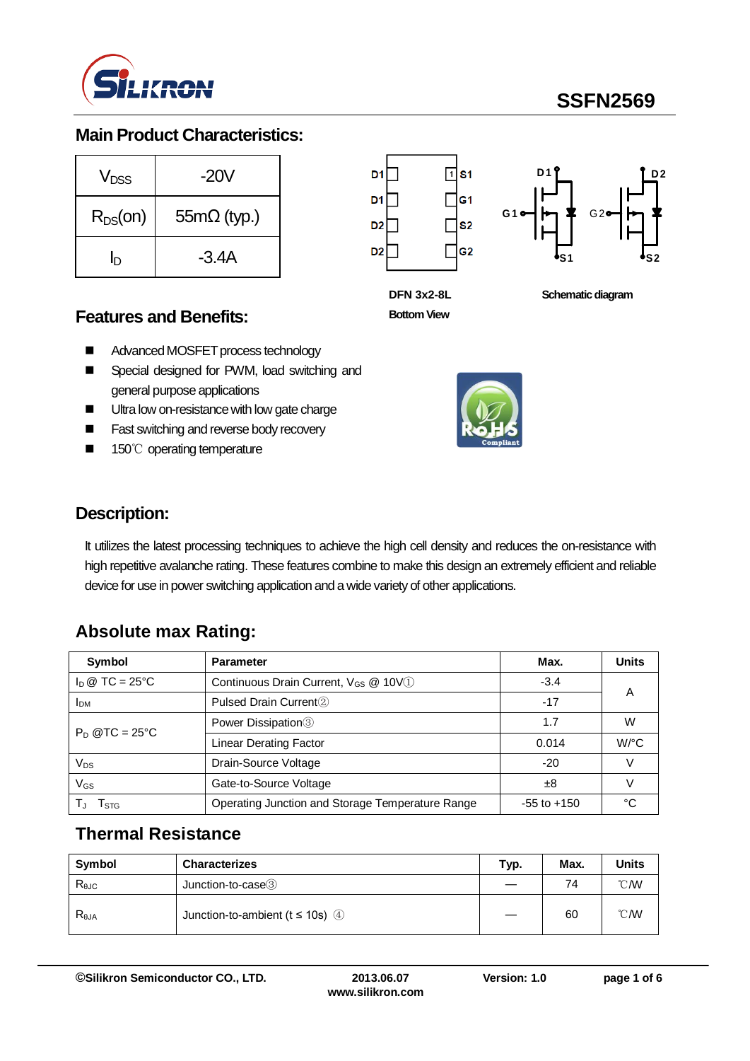# SSFN2569

## Main Product Characteristics:

| $V_{DSS}$ | -20V |
|---|---|
| $R_{DS}(on)$ | 55mΩ (typ.) |
| $I_D$ | -3.4A |

DFN 3x2-8L

Bottom View

Schematic diagram

## Features and Benefits:

- Advanced MOSFET process technology
- Special designed for PWM, load switching and general purpose applications
- Ultra low on-resistance with low gate charge
- Fast switching and reverse body recovery
- 150℃ operating temperature

## Description:

It utilizes the latest processing techniques to achieve the high cell density and reduces the on-resistance with high repetitive avalanche rating. These features combine to make this design an extremely efficient and reliable device for use in power switching application and a wide variety of other applications.

## Absolute max Rating:

| Symbol | Parameter | Max. | Units |
|---|---|---|---|
| $I_D$ @ TC = 25°C | Continuous Drain Current, $V_{GS}$ @ 10V① | -3.4 | A |
| $I_{DM}$ | Pulsed Drain Current② | -17 | |
| $P_D$ @TC = 25°C | Power Dissipation③ | 1.7 | W |
| | Linear Derating Factor | 0.014 | W/°C |
| $V_{DS}$ | Drain-Source Voltage | -20 | V |
| $V_{GS}$ | Gate-to-Source Voltage | ±8 | V |
| $T_J$ $T_{STG}$ | Operating Junction and Storage Temperature Range | -55 to +150 | °C |

## Thermal Resistance

| Symbol | Characterizes | Typ. | Max. | Units |
|---|---|---|---|---|
| $R_{θJC}$ | Junction-to-case③ | — | 74 | ℃/W |
| $R_{θJA}$ | Junction-to-ambient (t ≤ 10s) ④ | — | 60 | ℃/W |

©Silikron Semiconductor CO., LTD. 2013.06.07 www.silikron.com Version: 1.0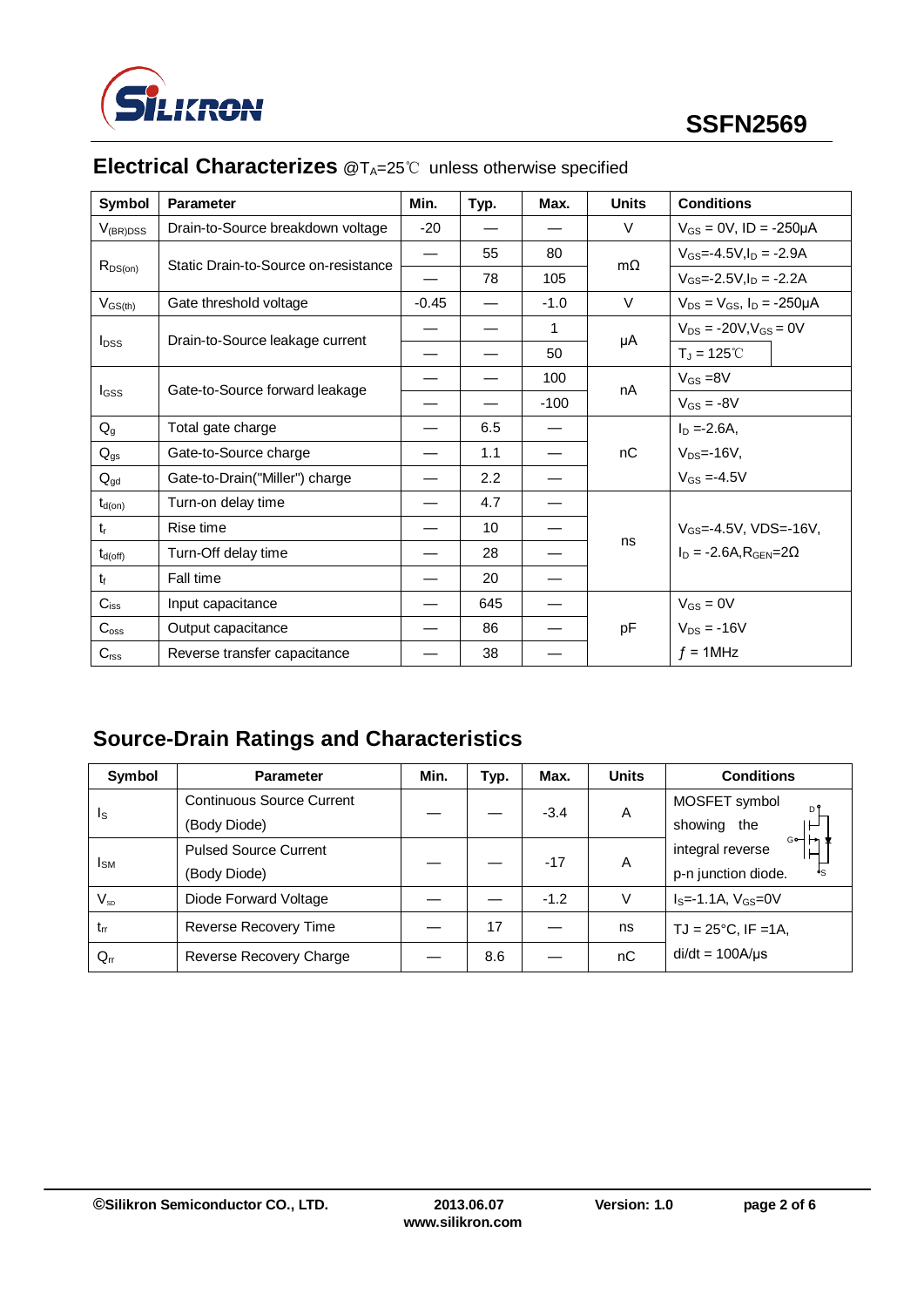## Electrical Characterizes @$T_A$=25℃ unless otherwise specified

| Symbol | Parameter | Min. | Typ. | Max. | Units | Conditions |
|---|---|---|---|---|---|---|
| $V_{(BR)DSS}$ | Drain-to-Source breakdown voltage | -20 | — | — | V | $V_{GS}$ = 0V, ID = -250μA |
| $R_{DS(on)}$ | Static Drain-to-Source on-resistance | — | 55 | 80 | mΩ | $V_{GS}$=-4.5V,$I_D$ = -2.9A |
| | | — | 78 | 105 | | $V_{GS}$=-2.5V,$I_D$ = -2.2A |
| $V_{GS(th)}$ | Gate threshold voltage | -0.45 | — | -1.0 | V | $V_{DS}$ = $V_{GS}$, $I_D$ = -250μA |
| $I_{DSS}$ | Drain-to-Source leakage current | — | — | 1 | μA | $V_{DS}$ = -20V,$V_{GS}$ = 0V |
| | | — | — | 50 | | $T_J$ = 125℃ |
| $I_{GSS}$ | Gate-to-Source forward leakage | — | — | 100 | nA | $V_{GS}$ =8V |
| | | — | — | -100 | | $V_{GS}$ = -8V |
| $Q_g$ | Total gate charge | — | 6.5 | — | nC | $I_D$ =-2.6A, |
| $Q_{gs}$ | Gate-to-Source charge | — | 1.1 | — | | $V_{DS}$=-16V, |
| $Q_{gd}$ | Gate-to-Drain("Miller") charge | — | 2.2 | — | | $V_{GS}$ =-4.5V |
| $t_{d(on)}$ | Turn-on delay time | — | 4.7 | — | ns | $V_{GS}$=-4.5V, VDS=-16V, $I_D$ = -2.6A,$R_{GEN}$=2Ω |
| $t_r$ | Rise time | — | 10 | — | | |
| $t_{d(off)}$ | Turn-Off delay time | — | 28 | — | | |
| $t_f$ | Fall time | — | 20 | — | | |
| $C_{iss}$ | Input capacitance | — | 645 | — | pF | $V_{GS}$ = 0V |
| $C_{oss}$ | Output capacitance | — | 86 | — | | $V_{DS}$ = -16V |
| $C_{rss}$ | Reverse transfer capacitance | — | 38 | — | | $f$ = 1MHz |

## Source-Drain Ratings and Characteristics

| Symbol | Parameter | Min. | Typ. | Max. | Units | Conditions |
|---|---|---|---|---|---|---|
| $I_S$ | Continuous Source Current (Body Diode) | — | — | -3.4 | A | MOSFET symbol showing the integral reverse p-n junction diode. |
| $I_{SM}$ | Pulsed Source Current (Body Diode) | — | — | -17 | A | |
| $V_{SD}$ | Diode Forward Voltage | — | — | -1.2 | V | $I_S$=-1.1A, $V_{GS}$=0V |
| $t_{rr}$ | Reverse Recovery Time | — | 17 | — | ns | TJ = 25°C, IF =1A, di/dt = 100A/μs |
| $Q_{rr}$ | Reverse Recovery Charge | — | 8.6 | — | nC | |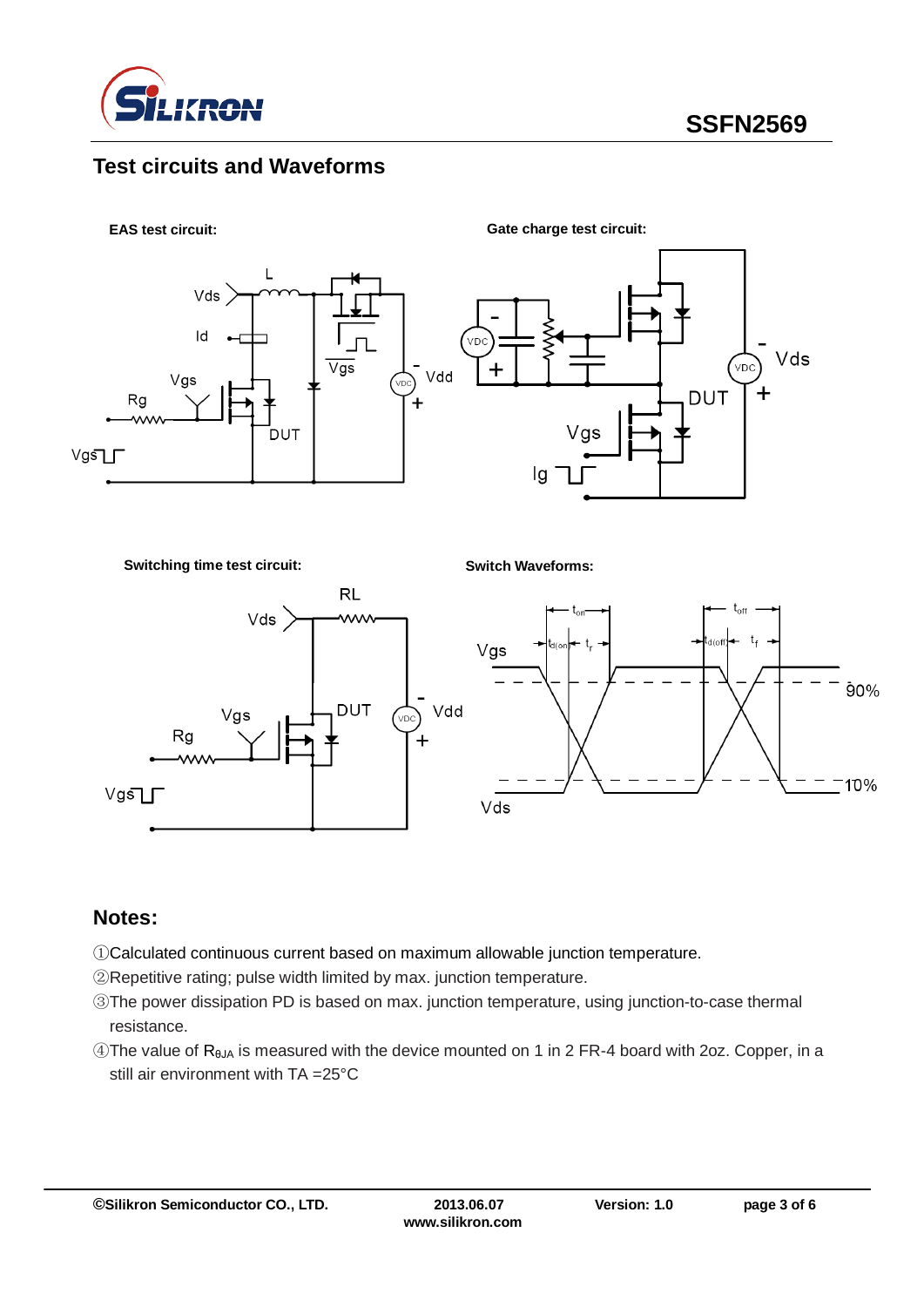## Test circuits and Waveforms

**EAS test circuit:**

**Gate charge test circuit:**

**Switching time test circuit:**

**Switch Waveforms:**

## Notes:

①Calculated continuous current based on maximum allowable junction temperature.

②Repetitive rating; pulse width limited by max. junction temperature.

③The power dissipation PD is based on max. junction temperature, using junction-to-case thermal resistance.

④The value of $R_{\theta JA}$ is measured with the device mounted on 1 in 2 FR-4 board with 2oz. Copper, in a still air environment with TA =25°C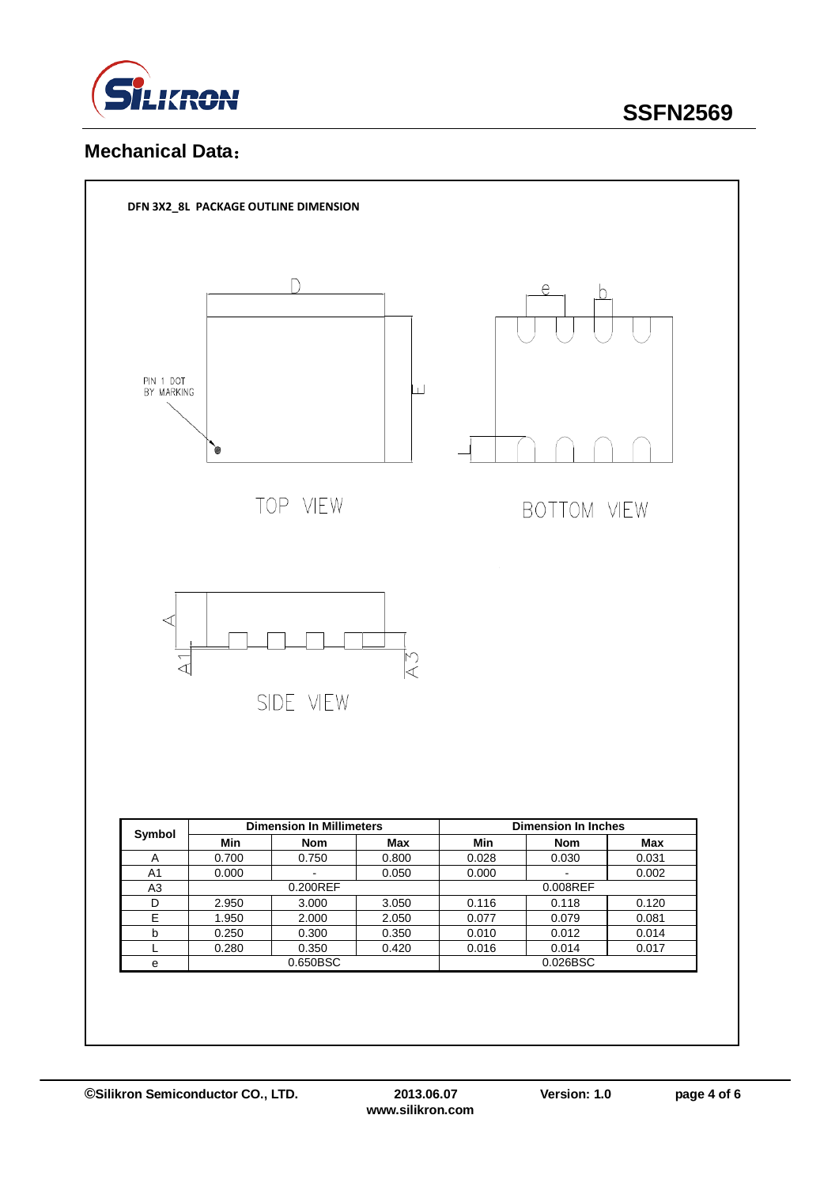## Mechanical Data：

**DFN 3X2_8L PACKAGE OUTLINE DIMENSION**

PIN 1 DOT BY MARKING

TOP VIEW

BOTTOM VIEW

SIDE VIEW

| Symbol | Dimension In Millimeters | | | Dimension In Inches | | |
|---|---|---|---|---|---|---|
| | Min | Nom | Max | Min | Nom | Max |
| A | 0.700 | 0.750 | 0.800 | 0.028 | 0.030 | 0.031 |
| A1 | 0.000 | - | 0.050 | 0.000 | - | 0.002 |
| A3 | 0.200REF | | | 0.008REF | | |
| D | 2.950 | 3.000 | 3.050 | 0.116 | 0.118 | 0.120 |
| E | 1.950 | 2.000 | 2.050 | 0.077 | 0.079 | 0.081 |
| b | 0.250 | 0.300 | 0.350 | 0.010 | 0.012 | 0.014 |
| L | 0.280 | 0.350 | 0.420 | 0.016 | 0.014 | 0.017 |
| e | 0.650BSC | | | 0.026BSC | | |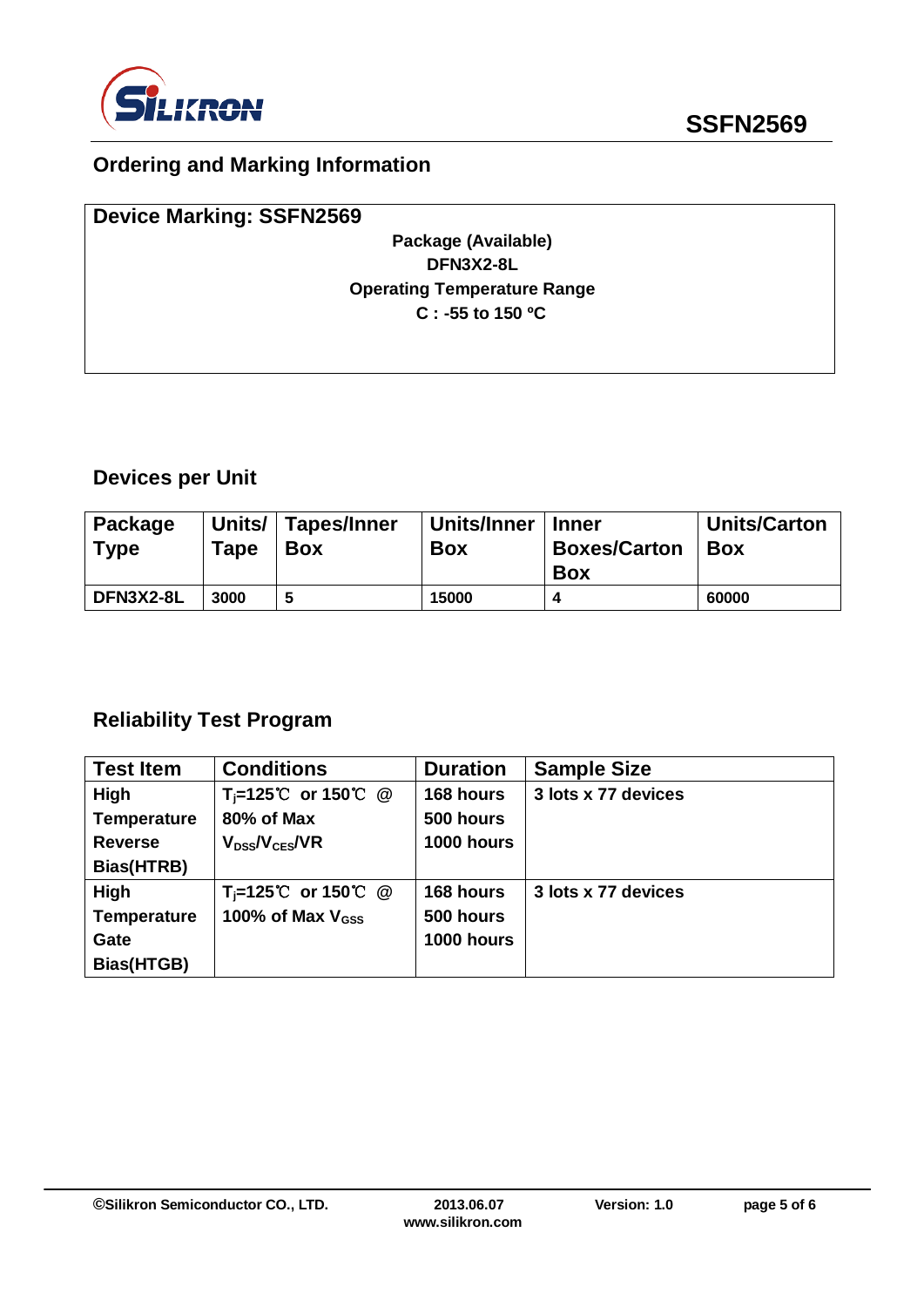## Ordering and Marking Information

**Device Marking: SSFN2569**

**Package (Available)**
**DFN3X2-8L**
**Operating Temperature Range**
**C : -55 to 150 ºC**

## Devices per Unit

| Package Type | Units/ Tape | Tapes/Inner Box | Units/Inner Box | Inner Boxes/Carton Box | Units/Carton Box |
|---|---|---|---|---|---|
| DFN3X2-8L | 3000 | 5 | 15000 | 4 | 60000 |

## Reliability Test Program

| Test Item | Conditions | Duration | Sample Size |
|---|---|---|---|
| High Temperature Reverse Bias(HTRB) | $T_j$=125℃ or 150℃ @ 80% of Max $V_{DSS}/V_{CES}/VR$ | 168 hours<br>500 hours<br>1000 hours | 3 lots x 77 devices |
| High Temperature Gate Bias(HTGB) | $T_j$=125℃ or 150℃ @ 100% of Max $V_{GSS}$ | 168 hours<br>500 hours<br>1000 hours | 3 lots x 77 devices |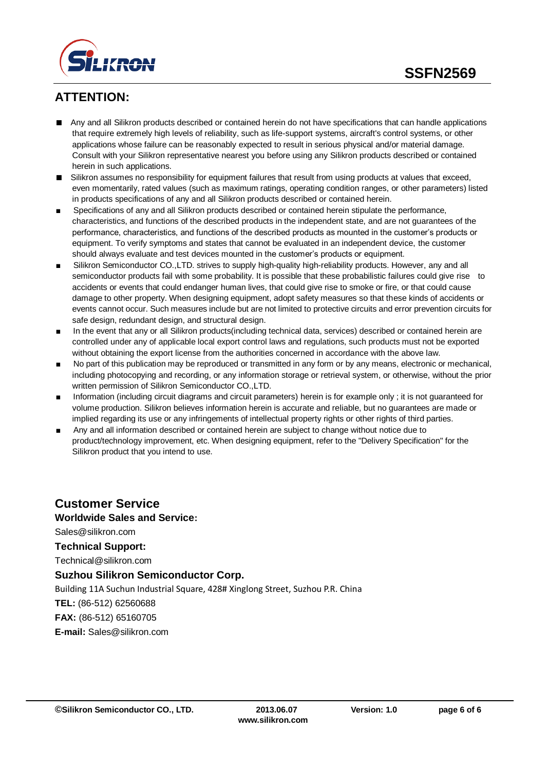## ATTENTION:

- Any and all Silikron products described or contained herein do not have specifications that can handle applications that require extremely high levels of reliability, such as life-support systems, aircraft's control systems, or other applications whose failure can be reasonably expected to result in serious physical and/or material damage. Consult with your Silikron representative nearest you before using any Silikron products described or contained herein in such applications.
- Silikron assumes no responsibility for equipment failures that result from using products at values that exceed, even momentarily, rated values (such as maximum ratings, operating condition ranges, or other parameters) listed in products specifications of any and all Silikron products described or contained herein.
- Specifications of any and all Silikron products described or contained herein stipulate the performance, characteristics, and functions of the described products in the independent state, and are not guarantees of the performance, characteristics, and functions of the described products as mounted in the customer's products or equipment. To verify symptoms and states that cannot be evaluated in an independent device, the customer should always evaluate and test devices mounted in the customer's products or equipment.
- Silikron Semiconductor CO.,LTD. strives to supply high-quality high-reliability products. However, any and all semiconductor products fail with some probability. It is possible that these probabilistic failures could give rise to accidents or events that could endanger human lives, that could give rise to smoke or fire, or that could cause damage to other property. When designing equipment, adopt safety measures so that these kinds of accidents or events cannot occur. Such measures include but are not limited to protective circuits and error prevention circuits for safe design, redundant design, and structural design.
- In the event that any or all Silikron products(including technical data, services) described or contained herein are controlled under any of applicable local export control laws and regulations, such products must not be exported without obtaining the export license from the authorities concerned in accordance with the above law.
- No part of this publication may be reproduced or transmitted in any form or by any means, electronic or mechanical, including photocopying and recording, or any information storage or retrieval system, or otherwise, without the prior written permission of Silikron Semiconductor CO.,LTD.
- Information (including circuit diagrams and circuit parameters) herein is for example only ; it is not guaranteed for volume production. Silikron believes information herein is accurate and reliable, but no guarantees are made or implied regarding its use or any infringements of intellectual property rights or other rights of third parties.
- Any and all information described or contained herein are subject to change without notice due to product/technology improvement, etc. When designing equipment, refer to the "Delivery Specification" for the Silikron product that you intend to use.

## Customer Service

**Worldwide Sales and Service:**

Sales@silikron.com

**Technical Support:**

Technical@silikron.com

### Suzhou Silikron Semiconductor Corp.

Building 11A Suchun Industrial Square, 428# Xinglong Street, Suzhou P.R. China

**TEL:** (86-512) 62560688

**FAX:** (86-512) 65160705

**E-mail:** Sales@silikron.com